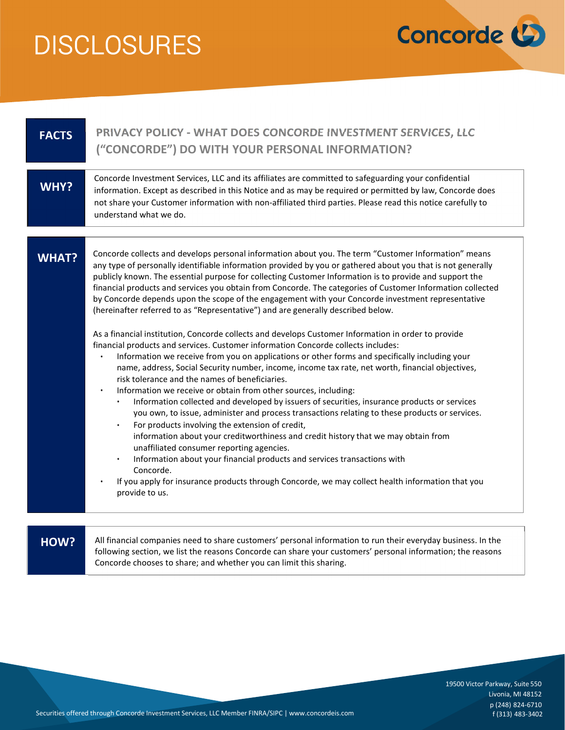# DISCLOSURES

**FACTS** | **PRIVACY POLICY - WHAT DOES CONCORDE INVESTMENT SERVICES, LLC ("CONCORDE") DO WITH YOUR PERSONAL INFORMATION?**

## WHY?

Concorde Investment Services, LLC and its affiliates are committed to safeguarding your confidential information. Except as described in this Notice and as may be required or permitted by law, Concorde does not share your Customer information with non-affiliated third parties. Please read this notice carefully to understand what we do.

## WHAT?

Concorde collects and develops personal information about you. The term "Customer Information" means any type of personally identifiable information provided by you or gathered about you that is not generally publicly known. The essential purpose for collecting Customer Information is to provide and support the financial products and services you obtain from Concorde. The categories of Customer Information collected by Concorde depends upon the scope of the engagement with your Concorde investment representative (hereinafter referred to as "Representative") and are generally described below.

As a financial institution, Concorde collects and develops Customer Information in order to provide financial products and services. Customer information Concorde collects includes:

- Information we receive from you on applications or other forms and specifically including your name, address, Social Security number, income, income tax rate, net worth, financial objectives, risk tolerance and the names of beneficiaries.
- Information we receive or obtain from other sources, including:
  - Information collected and developed by issuers of securities, insurance products or services you own, to issue, administer and process transactions relating to these products or services.
  - For products involving the extension of credit, information about your creditworthiness and credit history that we may obtain from unaffiliated consumer reporting agencies.
  - Information about your financial products and services transactions with Concorde.
- If you apply for insurance products through Concorde, we may collect health information that you provide to us.

## HOW?

All financial companies need to share customers' personal information to run their everyday business. In the following section, we list the reasons Concorde can share your customers' personal information; the reasons Concorde chooses to share; and whether you can limit this sharing.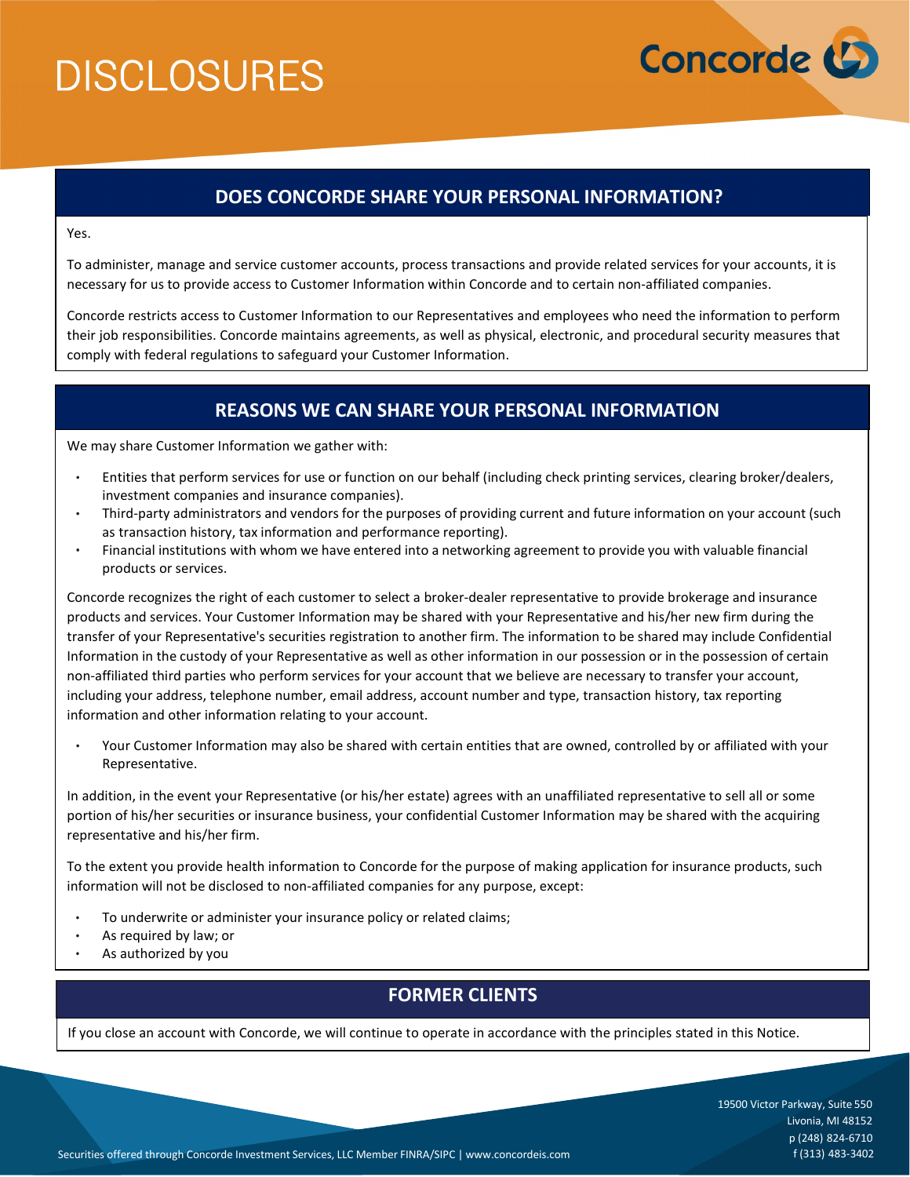# DISCLOSURES

## DOES CONCORDE SHARE YOUR PERSONAL INFORMATION?

Yes.

To administer, manage and service customer accounts, process transactions and provide related services for your accounts, it is necessary for us to provide access to Customer Information within Concorde and to certain non-affiliated companies.

Concorde restricts access to Customer Information to our Representatives and employees who need the information to perform their job responsibilities. Concorde maintains agreements, as well as physical, electronic, and procedural security measures that comply with federal regulations to safeguard your Customer Information.

## REASONS WE CAN SHARE YOUR PERSONAL INFORMATION

We may share Customer Information we gather with:

- Entities that perform services for use or function on our behalf (including check printing services, clearing broker/dealers, investment companies and insurance companies).
- Third-party administrators and vendors for the purposes of providing current and future information on your account (such as transaction history, tax information and performance reporting).
- Financial institutions with whom we have entered into a networking agreement to provide you with valuable financial products or services.

Concorde recognizes the right of each customer to select a broker-dealer representative to provide brokerage and insurance products and services. Your Customer Information may be shared with your Representative and his/her new firm during the transfer of your Representative's securities registration to another firm. The information to be shared may include Confidential Information in the custody of your Representative as well as other information in our possession or in the possession of certain non-affiliated third parties who perform services for your account that we believe are necessary to transfer your account, including your address, telephone number, email address, account number and type, transaction history, tax reporting information and other information relating to your account.

- Your Customer Information may also be shared with certain entities that are owned, controlled by or affiliated with your Representative.

In addition, in the event your Representative (or his/her estate) agrees with an unaffiliated representative to sell all or some portion of his/her securities or insurance business, your confidential Customer Information may be shared with the acquiring representative and his/her firm.

To the extent you provide health information to Concorde for the purpose of making application for insurance products, such information will not be disclosed to non-affiliated companies for any purpose, except:

- To underwrite or administer your insurance policy or related claims;
- As required by law; or
- As authorized by you

## FORMER CLIENTS

If you close an account with Concorde, we will continue to operate in accordance with the principles stated in this Notice.

Securities offered through Concorde Investment Services, LLC Member FINRA/SIPC | www.concordeis.com

19500 Victor Parkway, Suite 550
Livonia, MI 48152
p (248) 824-6710
f (313) 483-3402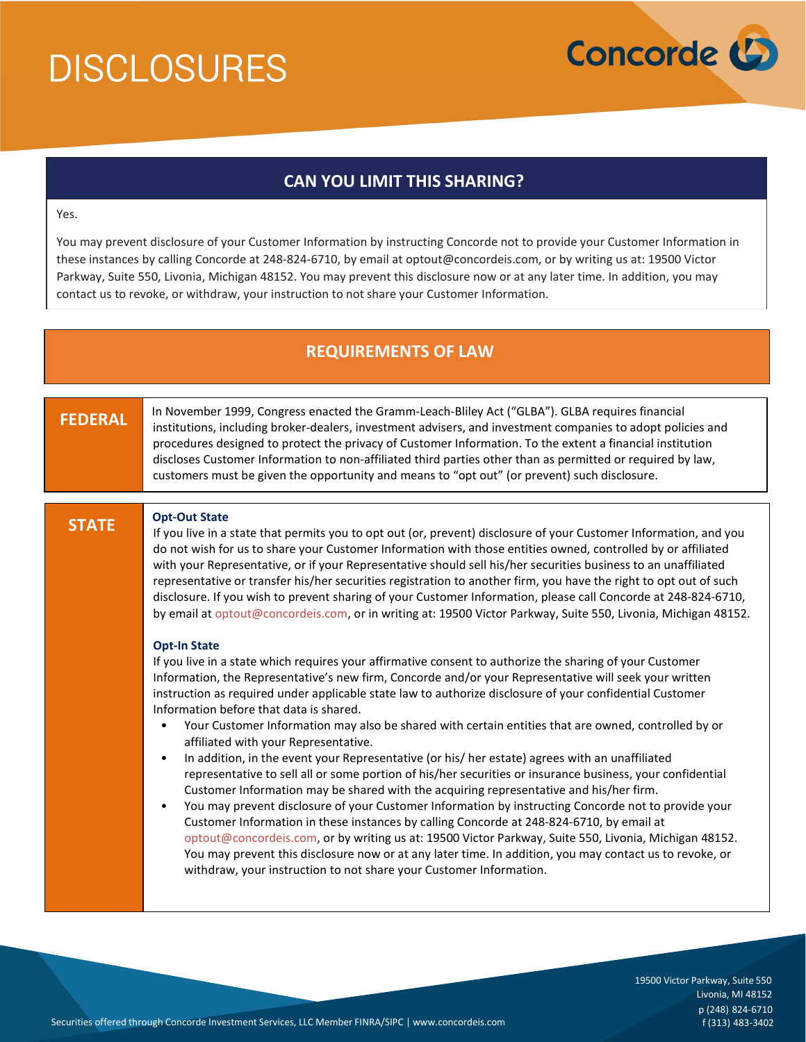# DISCLOSURES

## CAN YOU LIMIT THIS SHARING?

Yes.

You may prevent disclosure of your Customer Information by instructing Concorde not to provide your Customer Information in these instances by calling Concorde at 248-824-6710, by email at optout@concordeis.com, or by writing us at: 19500 Victor Parkway, Suite 550, Livonia, Michigan 48152. You may prevent this disclosure now or at any later time. In addition, you may contact us to revoke, or withdraw, your instruction to not share your Customer Information.

## REQUIREMENTS OF LAW

### FEDERAL

In November 1999, Congress enacted the Gramm-Leach-Bliley Act ("GLBA"). GLBA requires financial institutions, including broker-dealers, investment advisers, and investment companies to adopt policies and procedures designed to protect the privacy of Customer Information. To the extent a financial institution discloses Customer Information to non-affiliated third parties other than as permitted or required by law, customers must be given the opportunity and means to "opt out" (or prevent) such disclosure.

### STATE

**Opt-Out State**

If you live in a state that permits you to opt out (or, prevent) disclosure of your Customer Information, and you do not wish for us to share your Customer Information with those entities owned, controlled by or affiliated with your Representative, or if your Representative should sell his/her securities business to an unaffiliated representative or transfer his/her securities registration to another firm, you have the right to opt out of such disclosure. If you wish to prevent sharing of your Customer Information, please call Concorde at 248-824-6710, by email at optout@concordeis.com, or in writing at: 19500 Victor Parkway, Suite 550, Livonia, Michigan 48152.

**Opt-In State**

If you live in a state which requires your affirmative consent to authorize the sharing of your Customer Information, the Representative's new firm, Concorde and/or your Representative will seek your written instruction as required under applicable state law to authorize disclosure of your confidential Customer Information before that data is shared.

- Your Customer Information may also be shared with certain entities that are owned, controlled by or affiliated with your Representative.
- In addition, in the event your Representative (or his/ her estate) agrees with an unaffiliated representative to sell all or some portion of his/her securities or insurance business, your confidential Customer Information may be shared with the acquiring representative and his/her firm.
- You may prevent disclosure of your Customer Information by instructing Concorde not to provide your Customer Information in these instances by calling Concorde at 248-824-6710, by email at optout@concordeis.com, or by writing us at: 19500 Victor Parkway, Suite 550, Livonia, Michigan 48152. You may prevent this disclosure now or at any later time. In addition, you may contact us to revoke, or withdraw, your instruction to not share your Customer Information.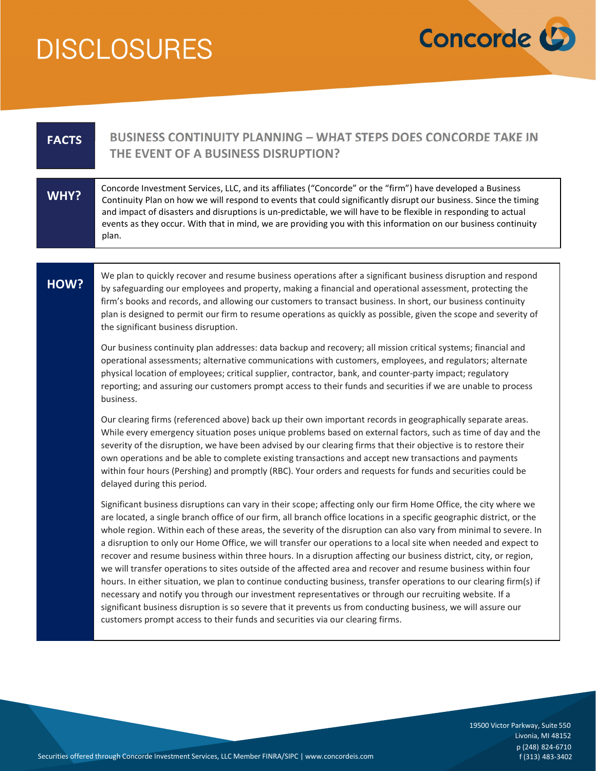# DISCLOSURES

Concorde

**FACTS**

## BUSINESS CONTINUITY PLANNING – WHAT STEPS DOES CONCORDE TAKE IN THE EVENT OF A BUSINESS DISRUPTION?

**WHY?**

Concorde Investment Services, LLC, and its affiliates ("Concorde" or the "firm") have developed a Business Continuity Plan on how we will respond to events that could significantly disrupt our business. Since the timing and impact of disasters and disruptions is un-predictable, we will have to be flexible in responding to actual events as they occur. With that in mind, we are providing you with this information on our business continuity plan.

**HOW?**

We plan to quickly recover and resume business operations after a significant business disruption and respond by safeguarding our employees and property, making a financial and operational assessment, protecting the firm's books and records, and allowing our customers to transact business. In short, our business continuity plan is designed to permit our firm to resume operations as quickly as possible, given the scope and severity of the significant business disruption.

Our business continuity plan addresses: data backup and recovery; all mission critical systems; financial and operational assessments; alternative communications with customers, employees, and regulators; alternate physical location of employees; critical supplier, contractor, bank, and counter-party impact; regulatory reporting; and assuring our customers prompt access to their funds and securities if we are unable to process business.

Our clearing firms (referenced above) back up their own important records in geographically separate areas. While every emergency situation poses unique problems based on external factors, such as time of day and the severity of the disruption, we have been advised by our clearing firms that their objective is to restore their own operations and be able to complete existing transactions and accept new transactions and payments within four hours (Pershing) and promptly (RBC). Your orders and requests for funds and securities could be delayed during this period.

Significant business disruptions can vary in their scope; affecting only our firm Home Office, the city where we are located, a single branch office of our firm, all branch office locations in a specific geographic district, or the whole region. Within each of these areas, the severity of the disruption can also vary from minimal to severe. In a disruption to only our Home Office, we will transfer our operations to a local site when needed and expect to recover and resume business within three hours. In a disruption affecting our business district, city, or region, we will transfer operations to sites outside of the affected area and recover and resume business within four hours. In either situation, we plan to continue conducting business, transfer operations to our clearing firm(s) if necessary and notify you through our investment representatives or through our recruiting website. If a significant business disruption is so severe that it prevents us from conducting business, we will assure our customers prompt access to their funds and securities via our clearing firms.

Securities offered through Concorde Investment Services, LLC Member FINRA/SIPC | www.concordeis.com

19500 Victor Parkway, Suite 550
Livonia, MI 48152
p (248) 824-6710
f (313) 483-3402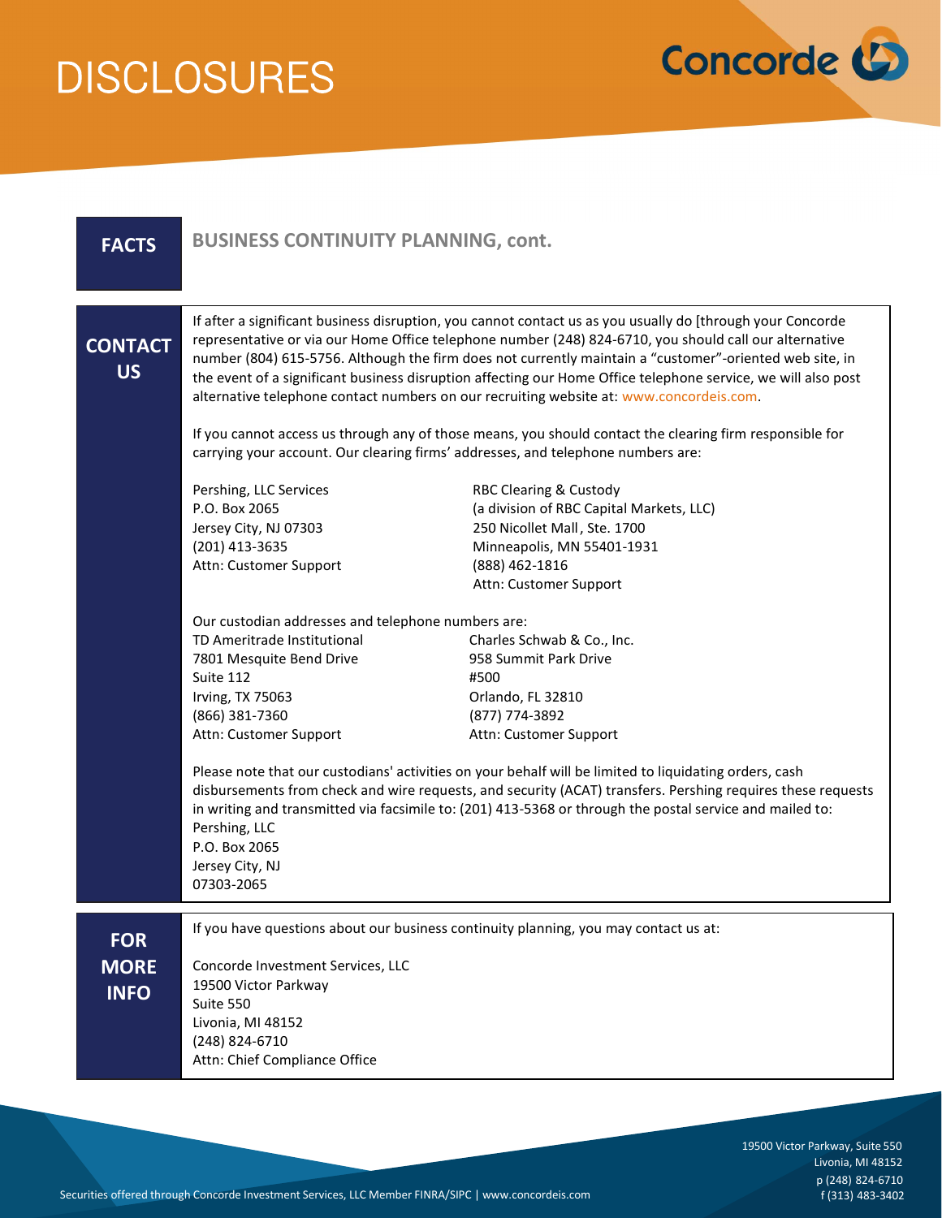# DISCLOSURES

## FACTS

### BUSINESS CONTINUITY PLANNING, cont.

### CONTACT US

If after a significant business disruption, you cannot contact us as you usually do [through your Concorde representative or via our Home Office telephone number (248) 824-6710, you should call our alternative number (804) 615-5756. Although the firm does not currently maintain a "customer"-oriented web site, in the event of a significant business disruption affecting our Home Office telephone service, we will also post alternative telephone contact numbers on our recruiting website at: www.concordeis.com.

If you cannot access us through any of those means, you should contact the clearing firm responsible for carrying your account. Our clearing firms' addresses, and telephone numbers are:

Pershing, LLC Services
P.O. Box 2065
Jersey City, NJ 07303
(201) 413-3635
Attn: Customer Support

RBC Clearing & Custody
(a division of RBC Capital Markets, LLC)
250 Nicollet Mall, Ste. 1700
Minneapolis, MN 55401-1931
(888) 462-1816
Attn: Customer Support

Our custodian addresses and telephone numbers are:

TD Ameritrade Institutional
7801 Mesquite Bend Drive
Suite 112
Irving, TX 75063
(866) 381-7360
Attn: Customer Support

Charles Schwab & Co., Inc.
958 Summit Park Drive
#500
Orlando, FL 32810
(877) 774-3892
Attn: Customer Support

Please note that our custodians' activities on your behalf will be limited to liquidating orders, cash disbursements from check and wire requests, and security (ACAT) transfers. Pershing requires these requests in writing and transmitted via facsimile to: (201) 413-5368 or through the postal service and mailed to:

Pershing, LLC
P.O. Box 2065
Jersey City, NJ
07303-2065

### FOR MORE INFO

If you have questions about our business continuity planning, you may contact us at:

Concorde Investment Services, LLC
19500 Victor Parkway
Suite 550
Livonia, MI 48152
(248) 824-6710
Attn: Chief Compliance Office

Securities offered through Concorde Investment Services, LLC Member FINRA/SIPC | www.concordeis.com

19500 Victor Parkway, Suite 550
Livonia, MI 48152
p (248) 824-6710
f (313) 483-3402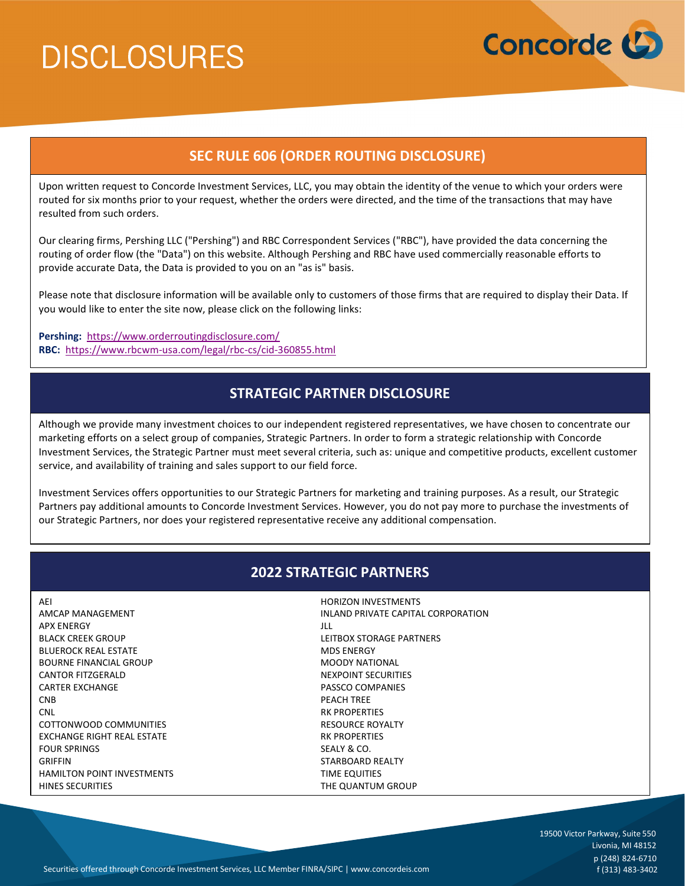# DISCLOSURES

Concorde

## SEC RULE 606 (ORDER ROUTING DISCLOSURE)

Upon written request to Concorde Investment Services, LLC, you may obtain the identity of the venue to which your orders were routed for six months prior to your request, whether the orders were directed, and the time of the transactions that may have resulted from such orders.

Our clearing firms, Pershing LLC ("Pershing") and RBC Correspondent Services ("RBC"), have provided the data concerning the routing of order flow (the "Data") on this website. Although Pershing and RBC have used commercially reasonable efforts to provide accurate Data, the Data is provided to you on an "as is" basis.

Please note that disclosure information will be available only to customers of those firms that are required to display their Data. If you would like to enter the site now, please click on the following links:

**Pershing:** https://www.orderroutingdisclosure.com/
**RBC:** https://www.rbcwm-usa.com/legal/rbc-cs/cid-360855.html

## STRATEGIC PARTNER DISCLOSURE

Although we provide many investment choices to our independent registered representatives, we have chosen to concentrate our marketing efforts on a select group of companies, Strategic Partners. In order to form a strategic relationship with Concorde Investment Services, the Strategic Partner must meet several criteria, such as: unique and competitive products, excellent customer service, and availability of training and sales support to our field force.

Investment Services offers opportunities to our Strategic Partners for marketing and training purposes. As a result, our Strategic Partners pay additional amounts to Concorde Investment Services. However, you do not pay more to purchase the investments of our Strategic Partners, nor does your registered representative receive any additional compensation.

## 2022 STRATEGIC PARTNERS

AEI
AMCAP MANAGEMENT
APX ENERGY
BLACK CREEK GROUP
BLUEROCK REAL ESTATE
BOURNE FINANCIAL GROUP
CANTOR FITZGERALD
CARTER EXCHANGE
CNB
CNL
COTTONWOOD COMMUNITIES
EXCHANGE RIGHT REAL ESTATE
FOUR SPRINGS
GRIFFIN
HAMILTON POINT INVESTMENTS
HINES SECURITIES
HORIZON INVESTMENTS
INLAND PRIVATE CAPITAL CORPORATION
JLL
LEITBOX STORAGE PARTNERS
MDS ENERGY
MOODY NATIONAL
NEXPOINT SECURITIES
PASSCO COMPANIES
PEACH TREE
RK PROPERTIES
RESOURCE ROYALTY
RK PROPERTIES
SEALY & CO.
STARBOARD REALTY
TIME EQUITIES
THE QUANTUM GROUP

19500 Victor Parkway, Suite 550
Livonia, MI 48152
p (248) 824-6710
f (313) 483-3402

Securities offered through Concorde Investment Services, LLC Member FINRA/SIPC | www.concordeis.com